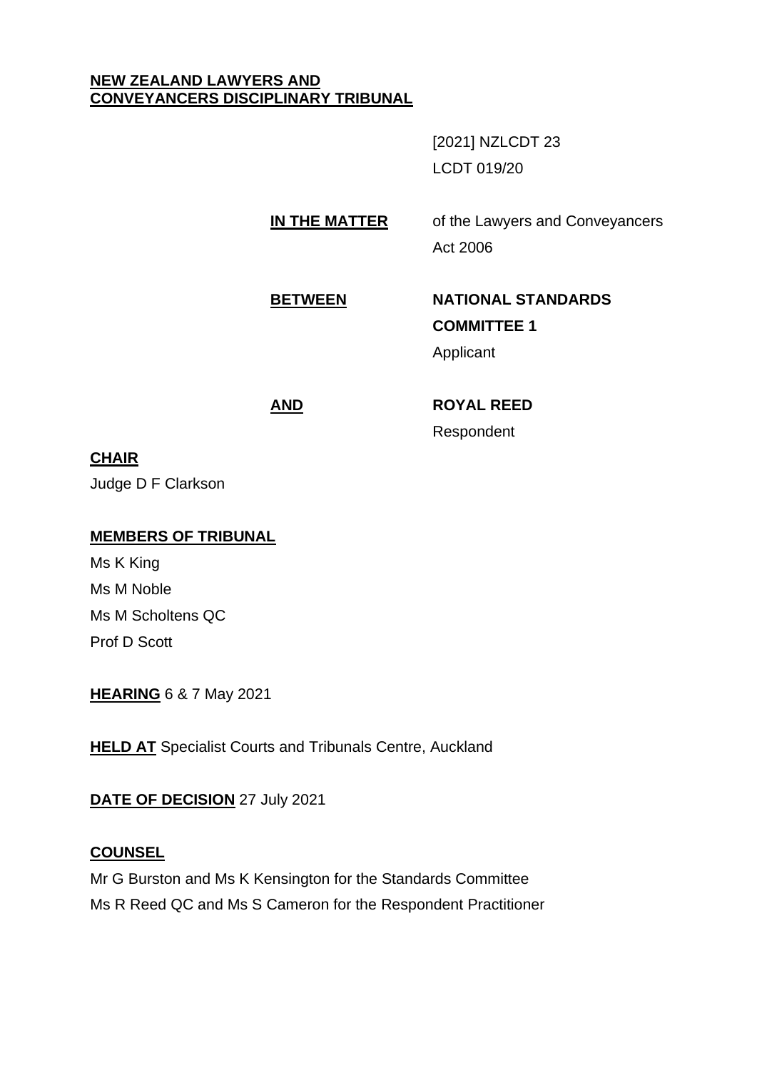**NEW ZEALAND LAWYERS AND CONVEYANCERS DISCIPLINARY TRIBUNAL**

[2021] NZLCDT 23

LCDT 019/20

**IN THE MATTER** of the Lawyers and Conveyancers Act 2006

**BETWEEN** **NATIONAL STANDARDS COMMITTEE 1**

Applicant

**AND** **ROYAL REED**

Respondent

**CHAIR**

Judge D F Clarkson

**MEMBERS OF TRIBUNAL**

Ms K King

Ms M Noble

Ms M Scholtens QC

Prof D Scott

**HEARING** 6 & 7 May 2021

**HELD AT** Specialist Courts and Tribunals Centre, Auckland

**DATE OF DECISION** 27 July 2021

**COUNSEL**

Mr G Burston and Ms K Kensington for the Standards Committee

Ms R Reed QC and Ms S Cameron for the Respondent Practitioner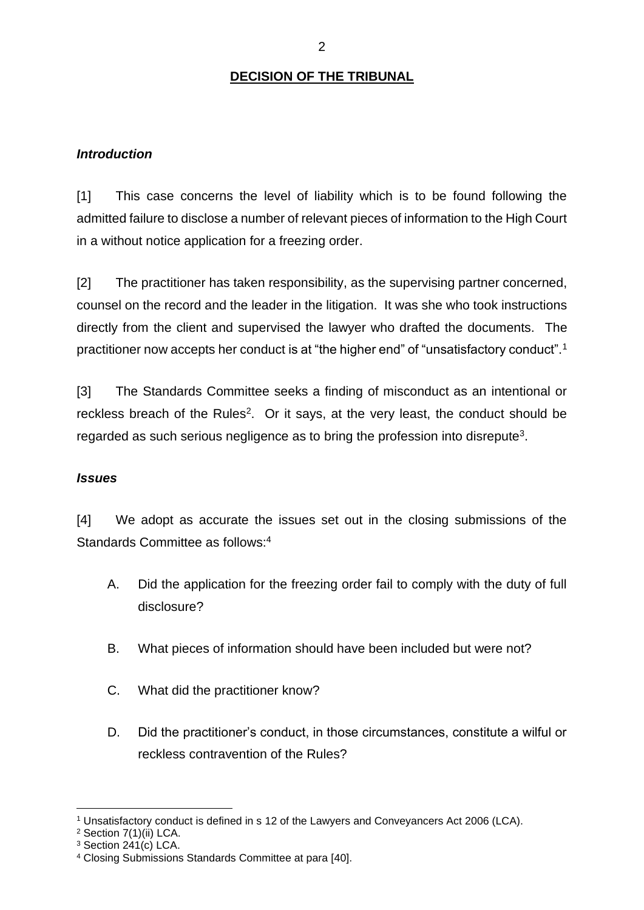## DECISION OF THE TRIBUNAL

### *Introduction*

[1] This case concerns the level of liability which is to be found following the admitted failure to disclose a number of relevant pieces of information to the High Court in a without notice application for a freezing order.

[2] The practitioner has taken responsibility, as the supervising partner concerned, counsel on the record and the leader in the litigation. It was she who took instructions directly from the client and supervised the lawyer who drafted the documents. The practitioner now accepts her conduct is at "the higher end" of "unsatisfactory conduct".[1]

[3] The Standards Committee seeks a finding of misconduct as an intentional or reckless breach of the Rules[2]. Or it says, at the very least, the conduct should be regarded as such serious negligence as to bring the profession into disrepute[3].

### *Issues*

[4] We adopt as accurate the issues set out in the closing submissions of the Standards Committee as follows:[4]

A. Did the application for the freezing order fail to comply with the duty of full disclosure?

B. What pieces of information should have been included but were not?

C. What did the practitioner know?

D. Did the practitioner's conduct, in those circumstances, constitute a wilful or reckless contravention of the Rules?

---

[1] Unsatisfactory conduct is defined in s 12 of the Lawyers and Conveyancers Act 2006 (LCA).
[2] Section 7(1)(ii) LCA.
[3] Section 241(c) LCA.
[4] Closing Submissions Standards Committee at para [40].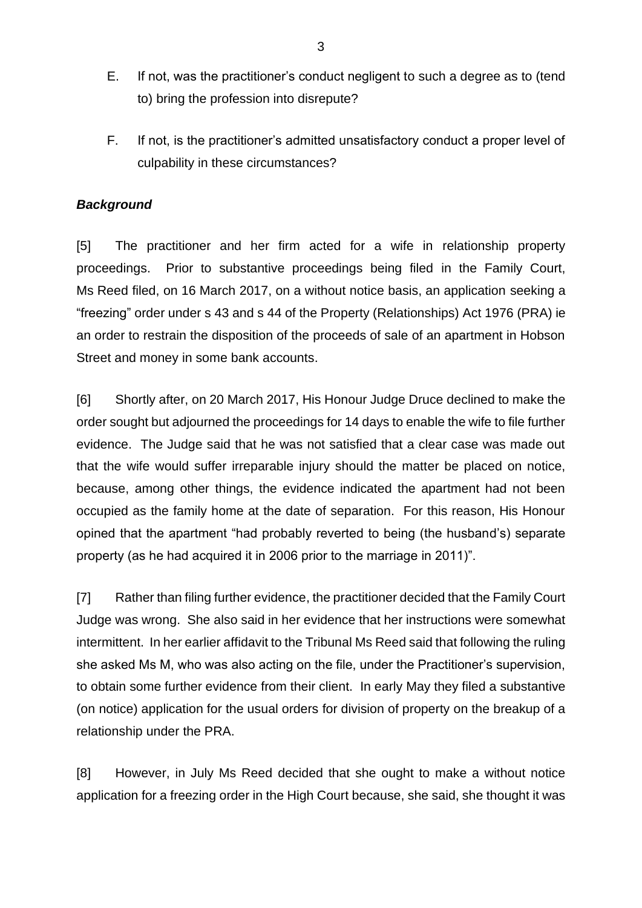E. If not, was the practitioner's conduct negligent to such a degree as to (tend to) bring the profession into disrepute?

F. If not, is the practitioner's admitted unsatisfactory conduct a proper level of culpability in these circumstances?

***Background***

[5] The practitioner and her firm acted for a wife in relationship property proceedings. Prior to substantive proceedings being filed in the Family Court, Ms Reed filed, on 16 March 2017, on a without notice basis, an application seeking a "freezing" order under s 43 and s 44 of the Property (Relationships) Act 1976 (PRA) ie an order to restrain the disposition of the proceeds of sale of an apartment in Hobson Street and money in some bank accounts.

[6] Shortly after, on 20 March 2017, His Honour Judge Druce declined to make the order sought but adjourned the proceedings for 14 days to enable the wife to file further evidence. The Judge said that he was not satisfied that a clear case was made out that the wife would suffer irreparable injury should the matter be placed on notice, because, among other things, the evidence indicated the apartment had not been occupied as the family home at the date of separation. For this reason, His Honour opined that the apartment "had probably reverted to being (the husband's) separate property (as he had acquired it in 2006 prior to the marriage in 2011)".

[7] Rather than filing further evidence, the practitioner decided that the Family Court Judge was wrong. She also said in her evidence that her instructions were somewhat intermittent. In her earlier affidavit to the Tribunal Ms Reed said that following the ruling she asked Ms M, who was also acting on the file, under the Practitioner's supervision, to obtain some further evidence from their client. In early May they filed a substantive (on notice) application for the usual orders for division of property on the breakup of a relationship under the PRA.

[8] However, in July Ms Reed decided that she ought to make a without notice application for a freezing order in the High Court because, she said, she thought it was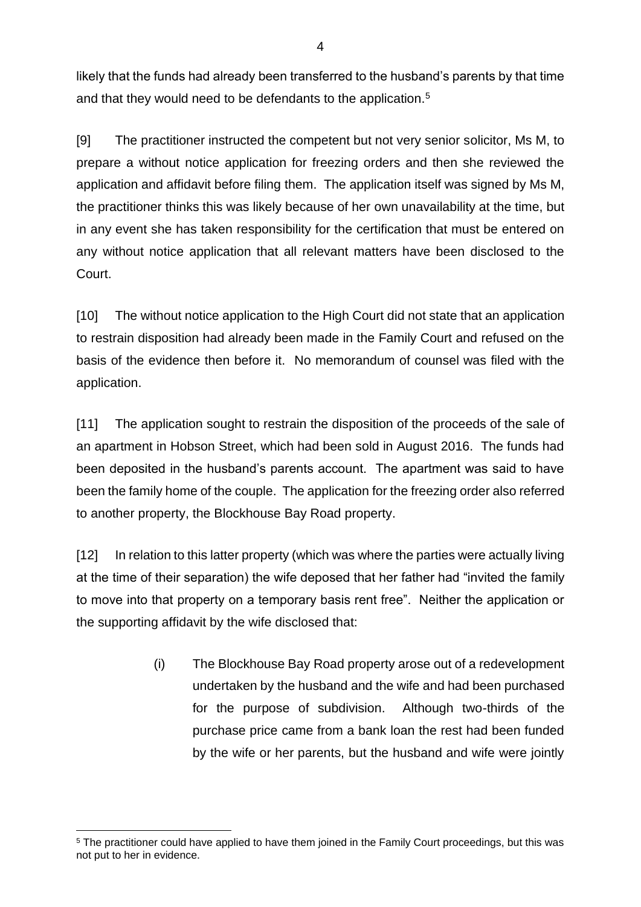likely that the funds had already been transferred to the husband's parents by that time and that they would need to be defendants to the application.[5]

[9] The practitioner instructed the competent but not very senior solicitor, Ms M, to prepare a without notice application for freezing orders and then she reviewed the application and affidavit before filing them. The application itself was signed by Ms M, the practitioner thinks this was likely because of her own unavailability at the time, but in any event she has taken responsibility for the certification that must be entered on any without notice application that all relevant matters have been disclosed to the Court.

[10] The without notice application to the High Court did not state that an application to restrain disposition had already been made in the Family Court and refused on the basis of the evidence then before it. No memorandum of counsel was filed with the application.

[11] The application sought to restrain the disposition of the proceeds of the sale of an apartment in Hobson Street, which had been sold in August 2016. The funds had been deposited in the husband's parents account. The apartment was said to have been the family home of the couple. The application for the freezing order also referred to another property, the Blockhouse Bay Road property.

[12] In relation to this latter property (which was where the parties were actually living at the time of their separation) the wife deposed that her father had "invited the family to move into that property on a temporary basis rent free". Neither the application or the supporting affidavit by the wife disclosed that:

> (i) The Blockhouse Bay Road property arose out of a redevelopment undertaken by the husband and the wife and had been purchased for the purpose of subdivision. Although two-thirds of the purchase price came from a bank loan the rest had been funded by the wife or her parents, but the husband and wife were jointly

[5] The practitioner could have applied to have them joined in the Family Court proceedings, but this was not put to her in evidence.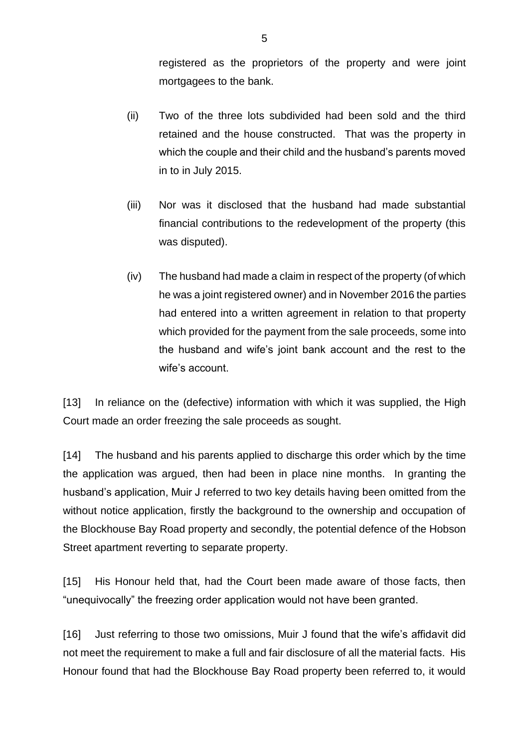registered as the proprietors of the property and were joint mortgagees to the bank.

(ii) Two of the three lots subdivided had been sold and the third retained and the house constructed. That was the property in which the couple and their child and the husband's parents moved in to in July 2015.

(iii) Nor was it disclosed that the husband had made substantial financial contributions to the redevelopment of the property (this was disputed).

(iv) The husband had made a claim in respect of the property (of which he was a joint registered owner) and in November 2016 the parties had entered into a written agreement in relation to that property which provided for the payment from the sale proceeds, some into the husband and wife's joint bank account and the rest to the wife's account.

[13] In reliance on the (defective) information with which it was supplied, the High Court made an order freezing the sale proceeds as sought.

[14] The husband and his parents applied to discharge this order which by the time the application was argued, then had been in place nine months. In granting the husband's application, Muir J referred to two key details having been omitted from the without notice application, firstly the background to the ownership and occupation of the Blockhouse Bay Road property and secondly, the potential defence of the Hobson Street apartment reverting to separate property.

[15] His Honour held that, had the Court been made aware of those facts, then "unequivocally" the freezing order application would not have been granted.

[16] Just referring to those two omissions, Muir J found that the wife's affidavit did not meet the requirement to make a full and fair disclosure of all the material facts. His Honour found that had the Blockhouse Bay Road property been referred to, it would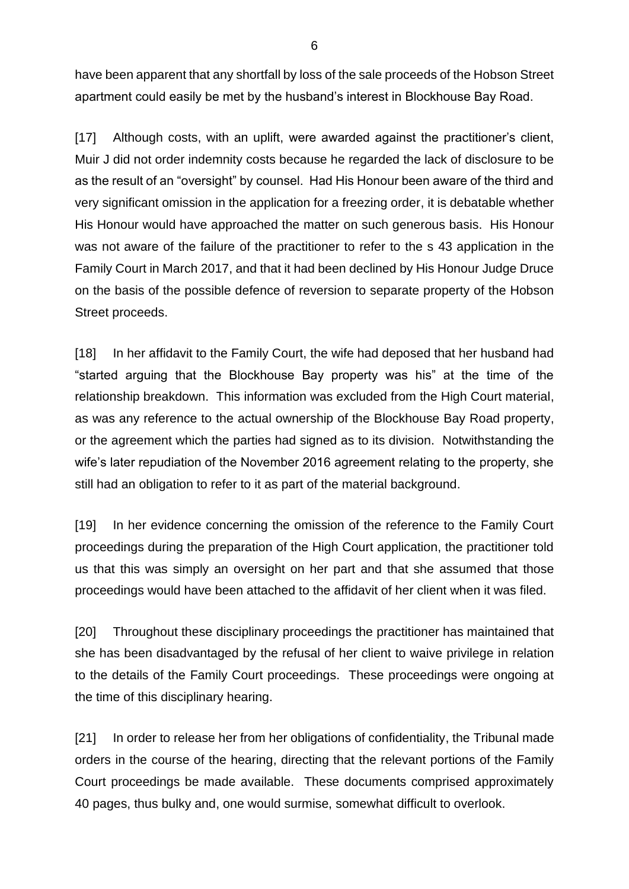have been apparent that any shortfall by loss of the sale proceeds of the Hobson Street apartment could easily be met by the husband's interest in Blockhouse Bay Road.

[17] Although costs, with an uplift, were awarded against the practitioner's client, Muir J did not order indemnity costs because he regarded the lack of disclosure to be as the result of an "oversight" by counsel. Had His Honour been aware of the third and very significant omission in the application for a freezing order, it is debatable whether His Honour would have approached the matter on such generous basis. His Honour was not aware of the failure of the practitioner to refer to the s 43 application in the Family Court in March 2017, and that it had been declined by His Honour Judge Druce on the basis of the possible defence of reversion to separate property of the Hobson Street proceeds.

[18] In her affidavit to the Family Court, the wife had deposed that her husband had "started arguing that the Blockhouse Bay property was his" at the time of the relationship breakdown. This information was excluded from the High Court material, as was any reference to the actual ownership of the Blockhouse Bay Road property, or the agreement which the parties had signed as to its division. Notwithstanding the wife's later repudiation of the November 2016 agreement relating to the property, she still had an obligation to refer to it as part of the material background.

[19] In her evidence concerning the omission of the reference to the Family Court proceedings during the preparation of the High Court application, the practitioner told us that this was simply an oversight on her part and that she assumed that those proceedings would have been attached to the affidavit of her client when it was filed.

[20] Throughout these disciplinary proceedings the practitioner has maintained that she has been disadvantaged by the refusal of her client to waive privilege in relation to the details of the Family Court proceedings. These proceedings were ongoing at the time of this disciplinary hearing.

[21] In order to release her from her obligations of confidentiality, the Tribunal made orders in the course of the hearing, directing that the relevant portions of the Family Court proceedings be made available. These documents comprised approximately 40 pages, thus bulky and, one would surmise, somewhat difficult to overlook.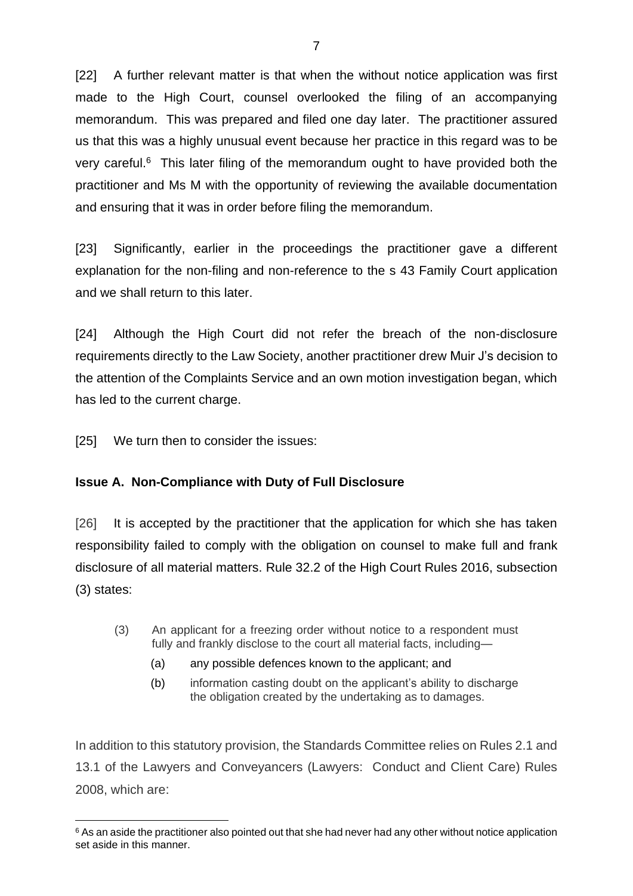[22] A further relevant matter is that when the without notice application was first made to the High Court, counsel overlooked the filing of an accompanying memorandum. This was prepared and filed one day later. The practitioner assured us that this was a highly unusual event because her practice in this regard was to be very careful.[6] This later filing of the memorandum ought to have provided both the practitioner and Ms M with the opportunity of reviewing the available documentation and ensuring that it was in order before filing the memorandum.

[23] Significantly, earlier in the proceedings the practitioner gave a different explanation for the non-filing and non-reference to the s 43 Family Court application and we shall return to this later.

[24] Although the High Court did not refer the breach of the non-disclosure requirements directly to the Law Society, another practitioner drew Muir J's decision to the attention of the Complaints Service and an own motion investigation began, which has led to the current charge.

[25] We turn then to consider the issues:

**Issue A. Non-Compliance with Duty of Full Disclosure**

[26] It is accepted by the practitioner that the application for which she has taken responsibility failed to comply with the obligation on counsel to make full and frank disclosure of all material matters. Rule 32.2 of the High Court Rules 2016, subsection (3) states:

> (3) An applicant for a freezing order without notice to a respondent must fully and frankly disclose to the court all material facts, including—
>
> (a) any possible defences known to the applicant; and
>
> (b) information casting doubt on the applicant's ability to discharge the obligation created by the undertaking as to damages.

In addition to this statutory provision, the Standards Committee relies on Rules 2.1 and 13.1 of the Lawyers and Conveyancers (Lawyers: Conduct and Client Care) Rules 2008, which are:

[6] As an aside the practitioner also pointed out that she had never had any other without notice application set aside in this manner.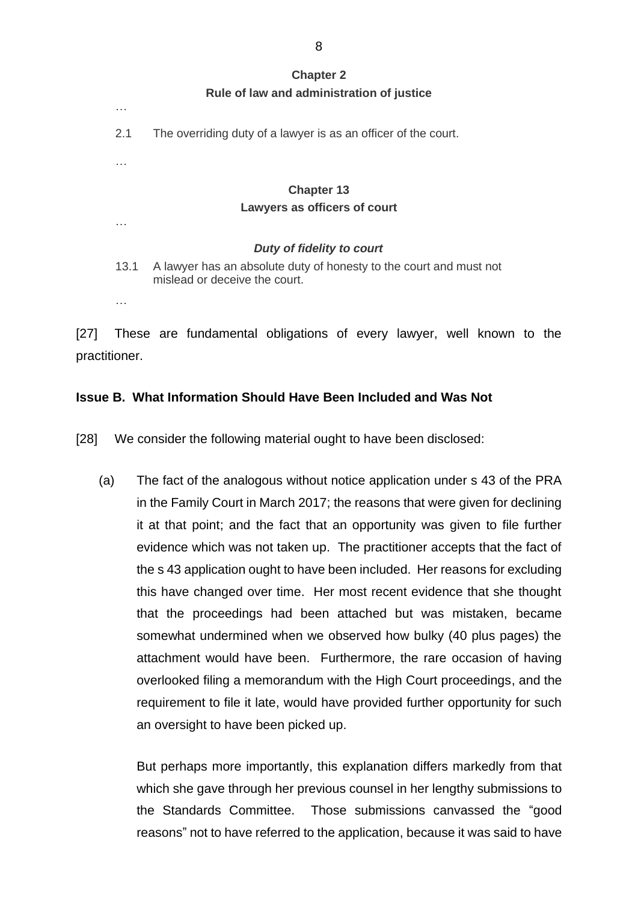**Chapter 2**

**Rule of law and administration of justice**

…

2.1 The overriding duty of a lawyer is as an officer of the court.

…

**Chapter 13**

**Lawyers as officers of court**

…

***Duty of fidelity to court***

13.1 A lawyer has an absolute duty of honesty to the court and must not mislead or deceive the court.

…

[27] These are fundamental obligations of every lawyer, well known to the practitioner.

### Issue B. What Information Should Have Been Included and Was Not

[28] We consider the following material ought to have been disclosed:

(a) The fact of the analogous without notice application under s 43 of the PRA in the Family Court in March 2017; the reasons that were given for declining it at that point; and the fact that an opportunity was given to file further evidence which was not taken up. The practitioner accepts that the fact of the s 43 application ought to have been included. Her reasons for excluding this have changed over time. Her most recent evidence that she thought that the proceedings had been attached but was mistaken, became somewhat undermined when we observed how bulky (40 plus pages) the attachment would have been. Furthermore, the rare occasion of having overlooked filing a memorandum with the High Court proceedings, and the requirement to file it late, would have provided further opportunity for such an oversight to have been picked up.

But perhaps more importantly, this explanation differs markedly from that which she gave through her previous counsel in her lengthy submissions to the Standards Committee. Those submissions canvassed the "good reasons" not to have referred to the application, because it was said to have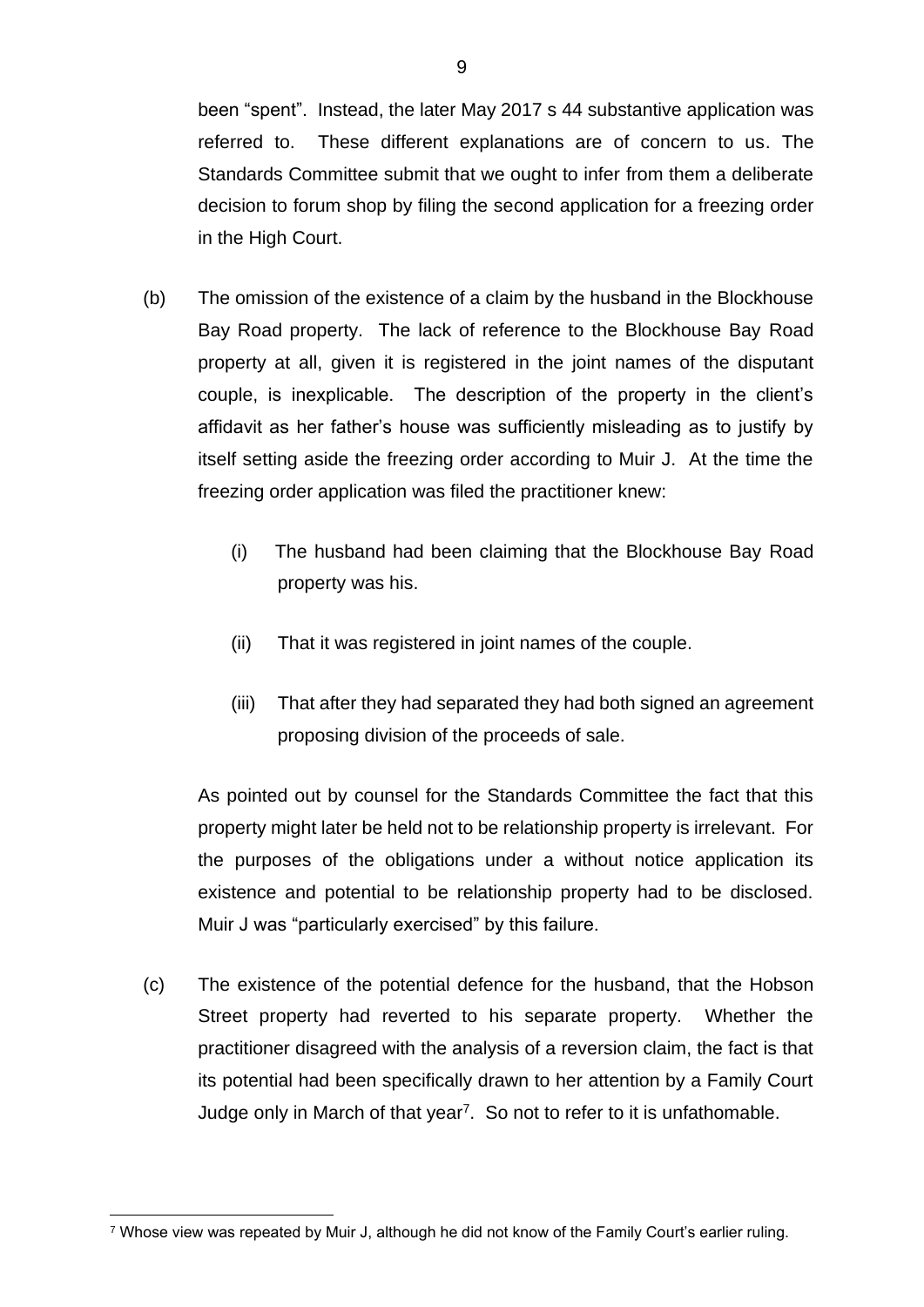been "spent". Instead, the later May 2017 s 44 substantive application was referred to. These different explanations are of concern to us. The Standards Committee submit that we ought to infer from them a deliberate decision to forum shop by filing the second application for a freezing order in the High Court.

(b) The omission of the existence of a claim by the husband in the Blockhouse Bay Road property. The lack of reference to the Blockhouse Bay Road property at all, given it is registered in the joint names of the disputant couple, is inexplicable. The description of the property in the client's affidavit as her father's house was sufficiently misleading as to justify by itself setting aside the freezing order according to Muir J. At the time the freezing order application was filed the practitioner knew:

   (i) The husband had been claiming that the Blockhouse Bay Road property was his.

   (ii) That it was registered in joint names of the couple.

   (iii) That after they had separated they had both signed an agreement proposing division of the proceeds of sale.

   As pointed out by counsel for the Standards Committee the fact that this property might later be held not to be relationship property is irrelevant. For the purposes of the obligations under a without notice application its existence and potential to be relationship property had to be disclosed. Muir J was "particularly exercised" by this failure.

(c) The existence of the potential defence for the husband, that the Hobson Street property had reverted to his separate property. Whether the practitioner disagreed with the analysis of a reversion claim, the fact is that its potential had been specifically drawn to her attention by a Family Court Judge only in March of that year[7]. So not to refer to it is unfathomable.

[7] Whose view was repeated by Muir J, although he did not know of the Family Court's earlier ruling.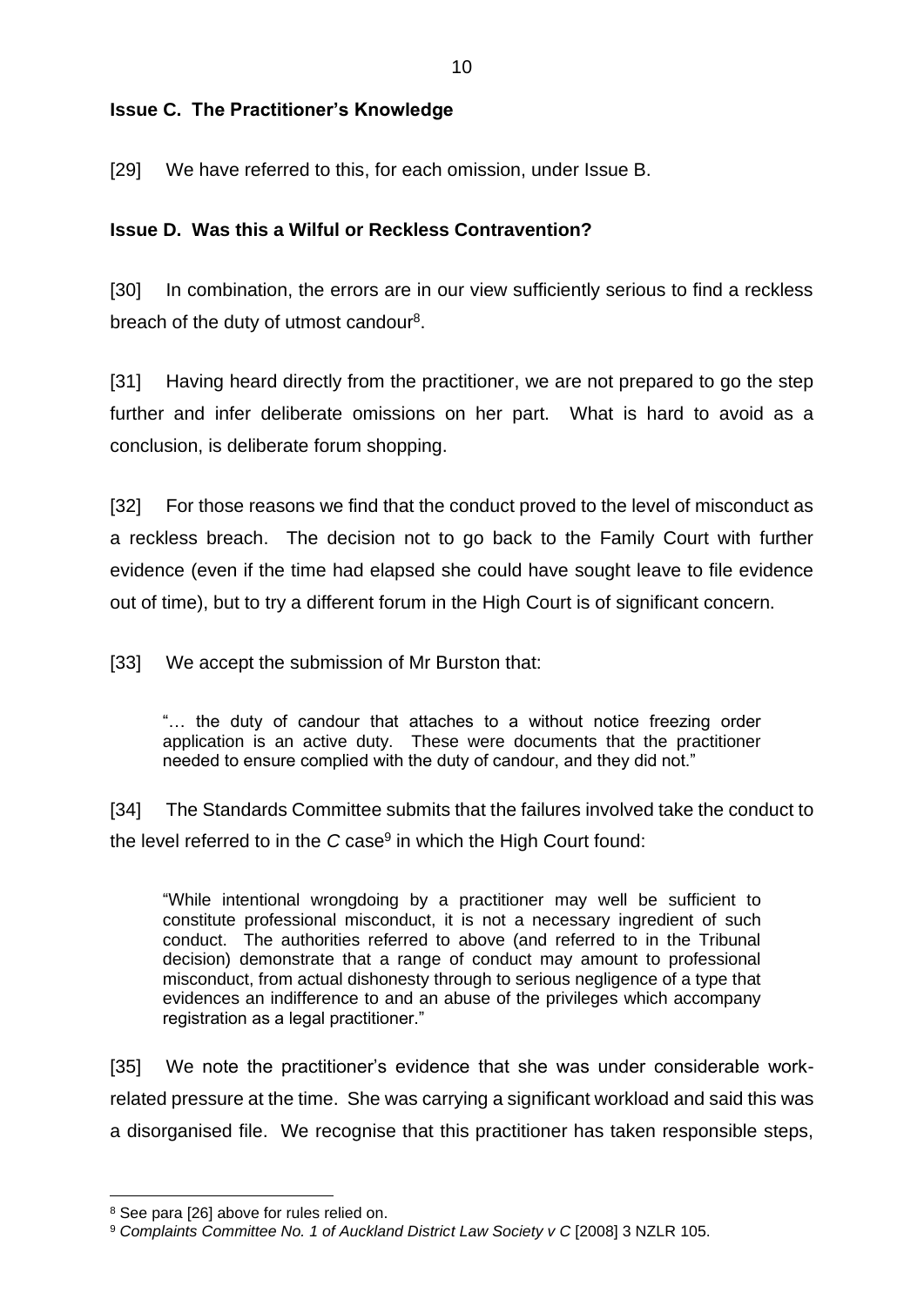**Issue C. The Practitioner's Knowledge**

[29] We have referred to this, for each omission, under Issue B.

**Issue D. Was this a Wilful or Reckless Contravention?**

[30] In combination, the errors are in our view sufficiently serious to find a reckless breach of the duty of utmost candour[8].

[31] Having heard directly from the practitioner, we are not prepared to go the step further and infer deliberate omissions on her part. What is hard to avoid as a conclusion, is deliberate forum shopping.

[32] For those reasons we find that the conduct proved to the level of misconduct as a reckless breach. The decision not to go back to the Family Court with further evidence (even if the time had elapsed she could have sought leave to file evidence out of time), but to try a different forum in the High Court is of significant concern.

[33] We accept the submission of Mr Burston that:

> "… the duty of candour that attaches to a without notice freezing order application is an active duty. These were documents that the practitioner needed to ensure complied with the duty of candour, and they did not."

[34] The Standards Committee submits that the failures involved take the conduct to the level referred to in the *C* case[9] in which the High Court found:

> "While intentional wrongdoing by a practitioner may well be sufficient to constitute professional misconduct, it is not a necessary ingredient of such conduct. The authorities referred to above (and referred to in the Tribunal decision) demonstrate that a range of conduct may amount to professional misconduct, from actual dishonesty through to serious negligence of a type that evidences an indifference to and an abuse of the privileges which accompany registration as a legal practitioner."

[35] We note the practitioner's evidence that she was under considerable work-related pressure at the time. She was carrying a significant workload and said this was a disorganised file. We recognise that this practitioner has taken responsible steps,

---

[8] See para [26] above for rules relied on.

[9] *Complaints Committee No. 1 of Auckland District Law Society v C* [2008] 3 NZLR 105.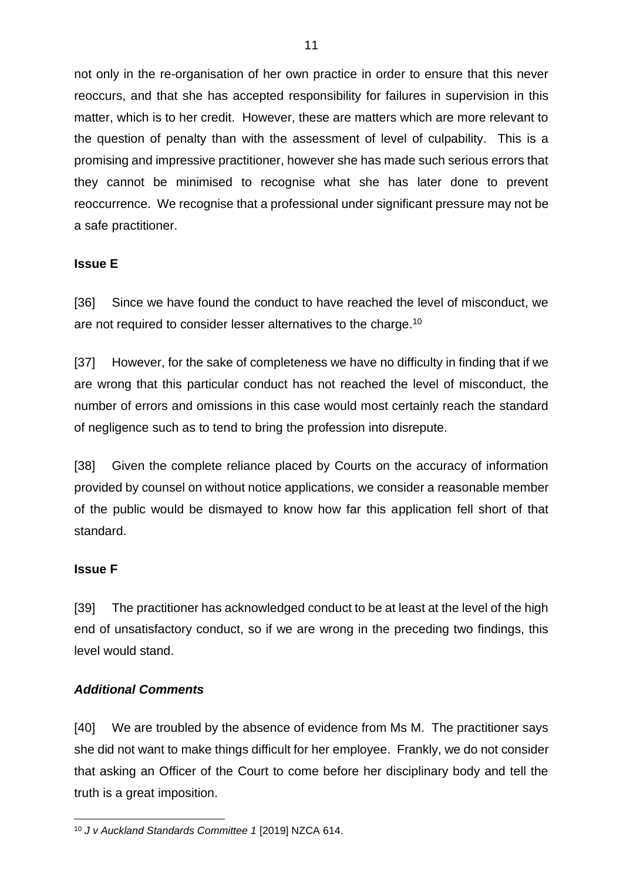not only in the re-organisation of her own practice in order to ensure that this never reoccurs, and that she has accepted responsibility for failures in supervision in this matter, which is to her credit. However, these are matters which are more relevant to the question of penalty than with the assessment of level of culpability. This is a promising and impressive practitioner, however she has made such serious errors that they cannot be minimised to recognise what she has later done to prevent reoccurrence. We recognise that a professional under significant pressure may not be a safe practitioner.

**Issue E**

[36] Since we have found the conduct to have reached the level of misconduct, we are not required to consider lesser alternatives to the charge.[10]

[37] However, for the sake of completeness we have no difficulty in finding that if we are wrong that this particular conduct has not reached the level of misconduct, the number of errors and omissions in this case would most certainly reach the standard of negligence such as to tend to bring the profession into disrepute.

[38] Given the complete reliance placed by Courts on the accuracy of information provided by counsel on without notice applications, we consider a reasonable member of the public would be dismayed to know how far this application fell short of that standard.

**Issue F**

[39] The practitioner has acknowledged conduct to be at least at the level of the high end of unsatisfactory conduct, so if we are wrong in the preceding two findings, this level would stand.

***Additional Comments***

[40] We are troubled by the absence of evidence from Ms M. The practitioner says she did not want to make things difficult for her employee. Frankly, we do not consider that asking an Officer of the Court to come before her disciplinary body and tell the truth is a great imposition.

---

[10] *J v Auckland Standards Committee 1* [2019] NZCA 614.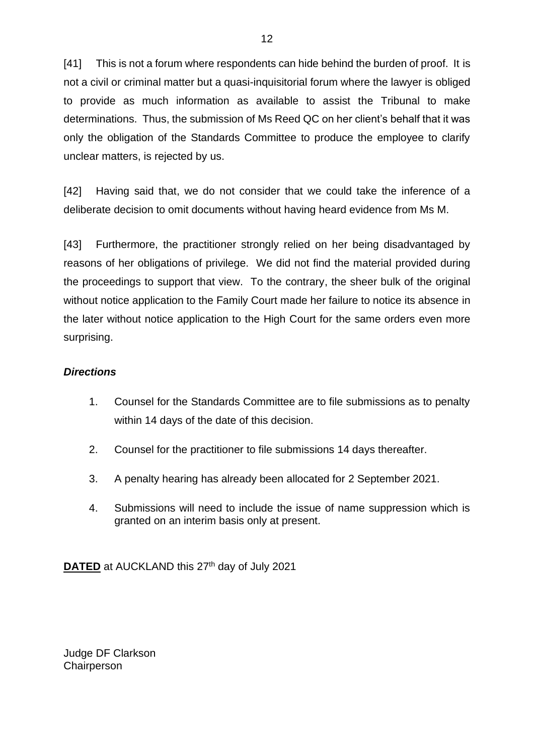[41] This is not a forum where respondents can hide behind the burden of proof. It is not a civil or criminal matter but a quasi-inquisitorial forum where the lawyer is obliged to provide as much information as available to assist the Tribunal to make determinations. Thus, the submission of Ms Reed QC on her client's behalf that it was only the obligation of the Standards Committee to produce the employee to clarify unclear matters, is rejected by us.

[42] Having said that, we do not consider that we could take the inference of a deliberate decision to omit documents without having heard evidence from Ms M.

[43] Furthermore, the practitioner strongly relied on her being disadvantaged by reasons of her obligations of privilege. We did not find the material provided during the proceedings to support that view. To the contrary, the sheer bulk of the original without notice application to the Family Court made her failure to notice its absence in the later without notice application to the High Court for the same orders even more surprising.

### *Directions*

1. Counsel for the Standards Committee are to file submissions as to penalty within 14 days of the date of this decision.
2. Counsel for the practitioner to file submissions 14 days thereafter.
3. A penalty hearing has already been allocated for 2 September 2021.
4. Submissions will need to include the issue of name suppression which is granted on an interim basis only at present.

**DATED** at AUCKLAND this 27th day of July 2021

Judge DF Clarkson
Chairperson